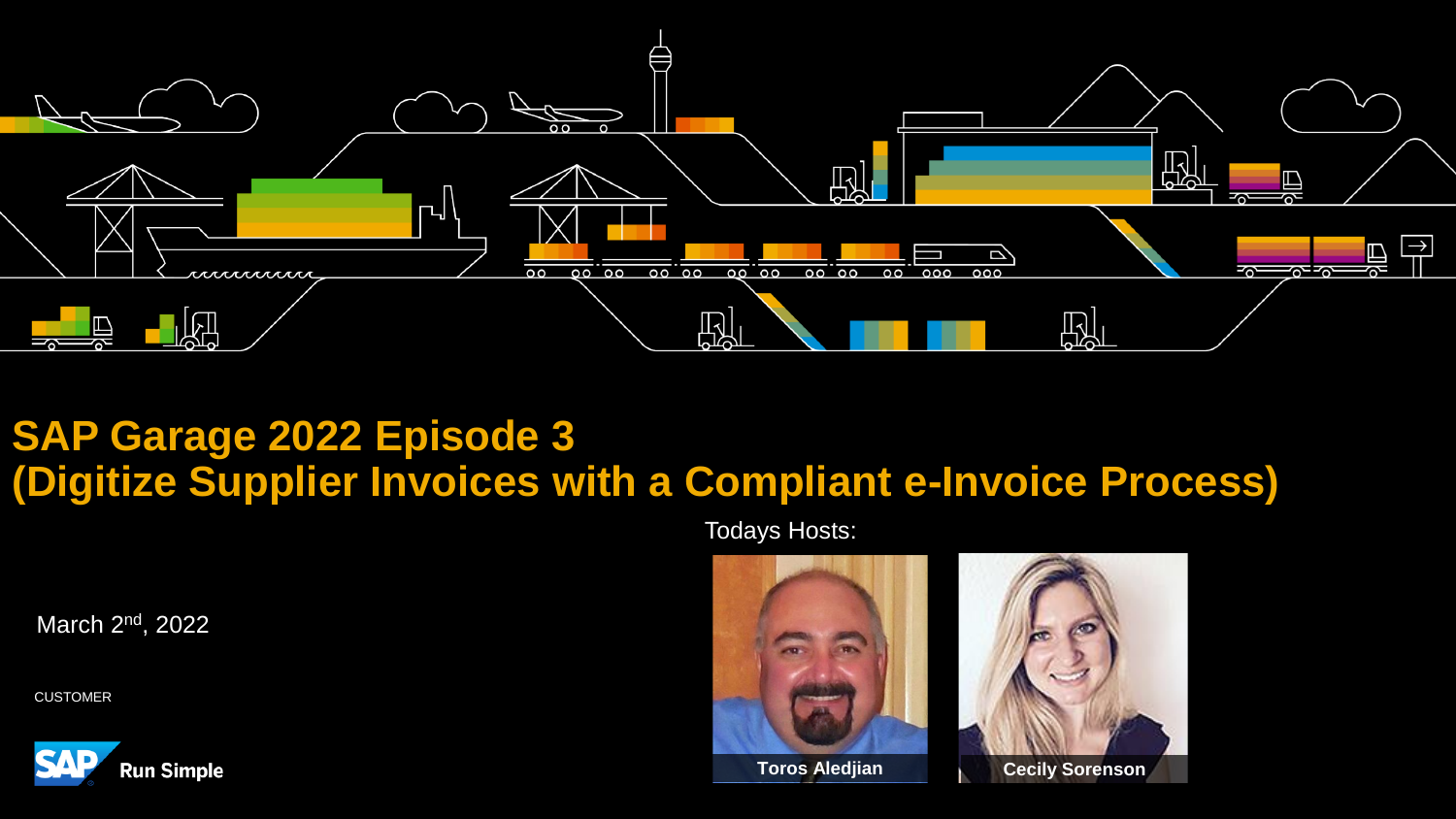# SAP Garage 2022 Episode 3
# (Digitize Supplier Invoices with a Compliant e-Invoice Process)

Todays Hosts:

Toros Aledjian

Cecily Sorenson

March 2nd, 2022

CUSTOMER

Run Simple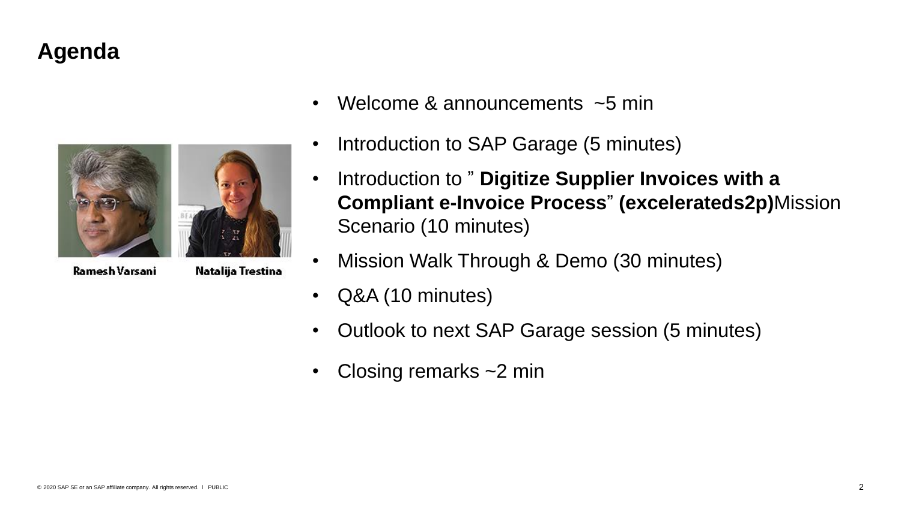# Agenda

Ramesh Varsani

Natalija Trestina

- Welcome & announcements ~5 min
- Introduction to SAP Garage (5 minutes)
- Introduction to " **Digitize Supplier Invoices with a Compliant e-Invoice Process**" **(excelerateds2p)**Mission Scenario (10 minutes)
- Mission Walk Through & Demo (30 minutes)
- Q&A (10 minutes)
- Outlook to next SAP Garage session (5 minutes)
- Closing remarks ~2 min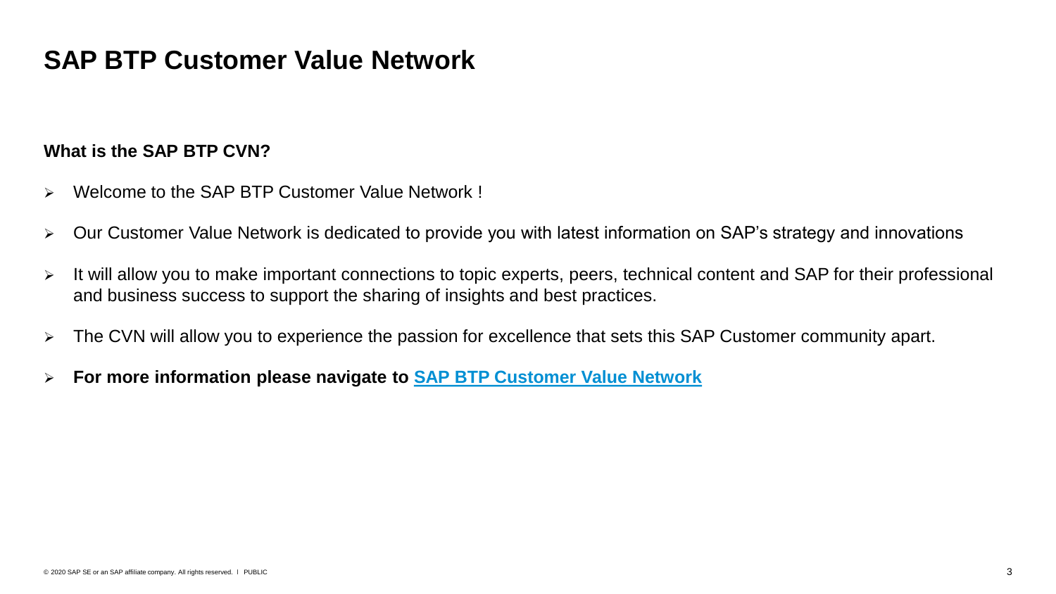# SAP BTP Customer Value Network

**What is the SAP BTP CVN?**

- Welcome to the SAP BTP Customer Value Network !
- Our Customer Value Network is dedicated to provide you with latest information on SAP's strategy and innovations
- It will allow you to make important connections to topic experts, peers, technical content and SAP for their professional and business success to support the sharing of insights and best practices.
- The CVN will allow you to experience the passion for excellence that sets this SAP Customer community apart.
- **For more information please navigate to SAP BTP Customer Value Network**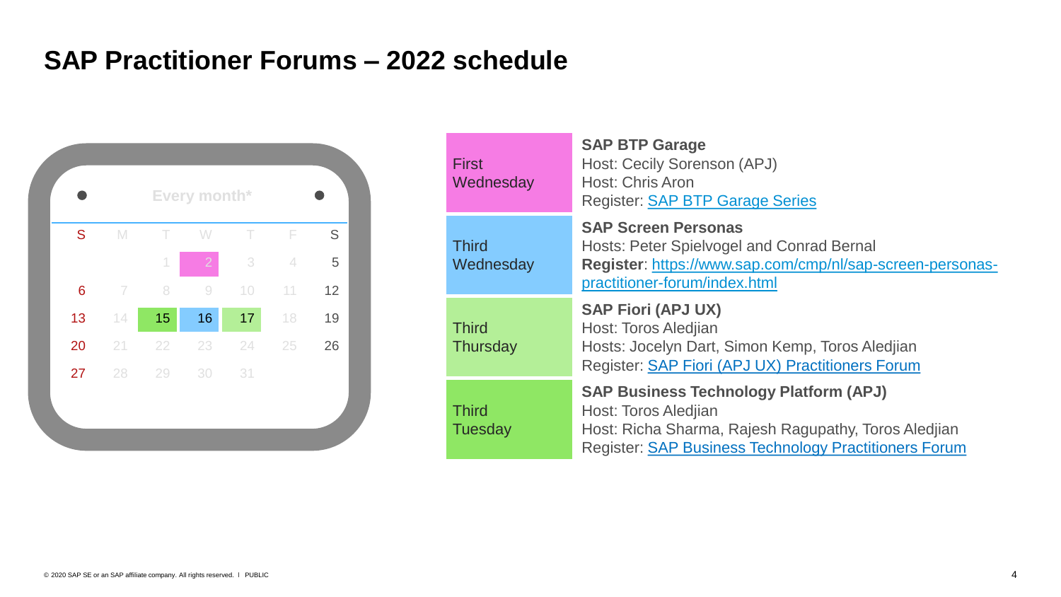# SAP Practitioner Forums – 2022 schedule

**Every month***

| S | M | T | W | T | F | S |
|---|---|---|---|---|---|---|
| | | 1 | 2 | 3 | 4 | 5 |
| 6 | 7 | 8 | 9 | 10 | 11 | 12 |
| 13 | 14 | 15 | 16 | 17 | 18 | 19 |
| 20 | 21 | 22 | 23 | 24 | 25 | 26 |
| 27 | 28 | 29 | 30 | 31 | | |

| Day | Forum |
|---|---|
| First Wednesday | **SAP BTP Garage**<br>Host: Cecily Sorenson (APJ)<br>Host: Chris Aron<br>Register: SAP BTP Garage Series |
| Third Wednesday | **SAP Screen Personas**<br>Hosts: Peter Spielvogel and Conrad Bernal<br>**Register**: https://www.sap.com/cmp/nl/sap-screen-personas-practitioner-forum/index.html |
| Third Thursday | **SAP Fiori (APJ UX)**<br>Host: Toros Aledjian<br>Hosts: Jocelyn Dart, Simon Kemp, Toros Aledjian<br>Register: SAP Fiori (APJ UX) Practitioners Forum |
| Third Tuesday | **SAP Business Technology Platform (APJ)**<br>Host: Toros Aledjian<br>Host: Richa Sharma, Rajesh Ragupathy, Toros Aledjian<br>Register: SAP Business Technology Practitioners Forum |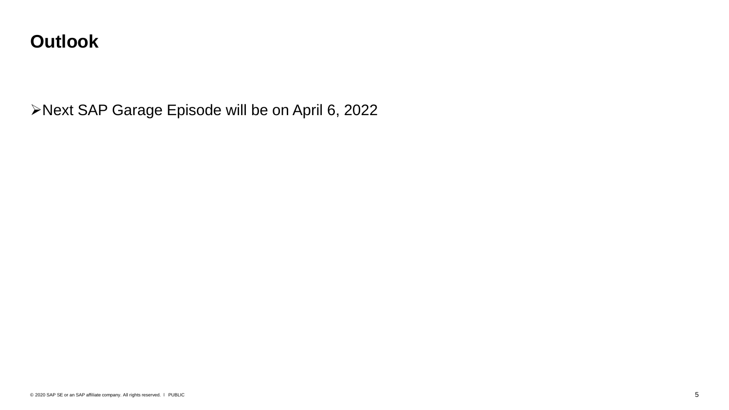# Outlook

- Next SAP Garage Episode will be on April 6, 2022